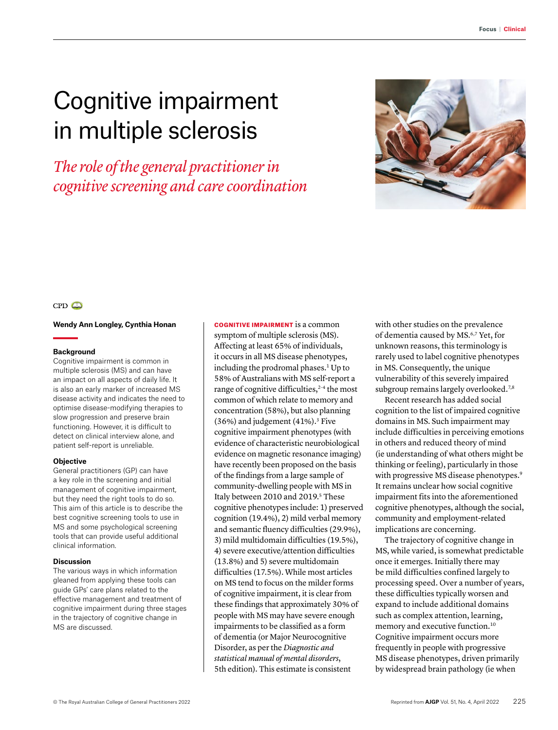# Cognitive impairment in multiple sclerosis

*The role of the general practitioner in cognitive screening and care coordination*

CPD

**Wendy Ann Longley, Cynthia Honan**

### Background

Cognitive impairment is common in multiple sclerosis (MS) and can have an impact on all aspects of daily life. It is also an early marker of increased MS disease activity and indicates the need to optimise disease-modifying therapies to slow progression and preserve brain functioning. However, it is difficult to detect on clinical interview alone, and patient self-report is unreliable.

### Objective

General practitioners (GP) can have a key role in the screening and initial management of cognitive impairment, but they need the right tools to do so. This aim of this article is to describe the best cognitive screening tools to use in MS and some psychological screening tools that can provide useful additional clinical information.

### Discussion

The various ways in which information gleaned from applying these tools can guide GPs' care plans related to the effective management and treatment of cognitive impairment during three stages in the trajectory of cognitive change in MS are discussed.

**COGNITIVE IMPAIRMENT** is a common symptom of multiple sclerosis (MS). Affecting at least 65% of individuals, it occurs in all MS disease phenotypes, including the prodromal phases.[1] Up to 58% of Australians with MS self-report a range of cognitive difficulties,[2–4] the most common of which relate to memory and concentration (58%), but also planning (36%) and judgement (41%).[3] Five cognitive impairment phenotypes (with evidence of characteristic neurobiological evidence on magnetic resonance imaging) have recently been proposed on the basis of the findings from a large sample of community-dwelling people with MS in Italy between 2010 and 2019.[5] These cognitive phenotypes include: 1) preserved cognition (19.4%), 2) mild verbal memory and semantic fluency difficulties (29.9%), 3) mild multidomain difficulties (19.5%), 4) severe executive/attention difficulties (13.8%) and 5) severe multidomain difficulties (17.5%). While most articles on MS tend to focus on the milder forms of cognitive impairment, it is clear from these findings that approximately 30% of people with MS may have severe enough impairments to be classified as a form of dementia (or Major Neurocognitive Disorder, as per the *Diagnostic and statistical manual of mental disorders*, 5th edition). This estimate is consistent with other studies on the prevalence of dementia caused by MS.[6,7] Yet, for unknown reasons, this terminology is rarely used to label cognitive phenotypes in MS. Consequently, the unique vulnerability of this severely impaired subgroup remains largely overlooked.[7,8]

Recent research has added social cognition to the list of impaired cognitive domains in MS. Such impairment may include difficulties in perceiving emotions in others and reduced theory of mind (ie understanding of what others might be thinking or feeling), particularly in those with progressive MS disease phenotypes.[9] It remains unclear how social cognitive impairment fits into the aforementioned cognitive phenotypes, although the social, community and employment-related implications are concerning.

The trajectory of cognitive change in MS, while varied, is somewhat predictable once it emerges. Initially there may be mild difficulties confined largely to processing speed. Over a number of years, these difficulties typically worsen and expand to include additional domains such as complex attention, learning, memory and executive function.[10] Cognitive impairment occurs more frequently in people with progressive MS disease phenotypes, driven primarily by widespread brain pathology (ie when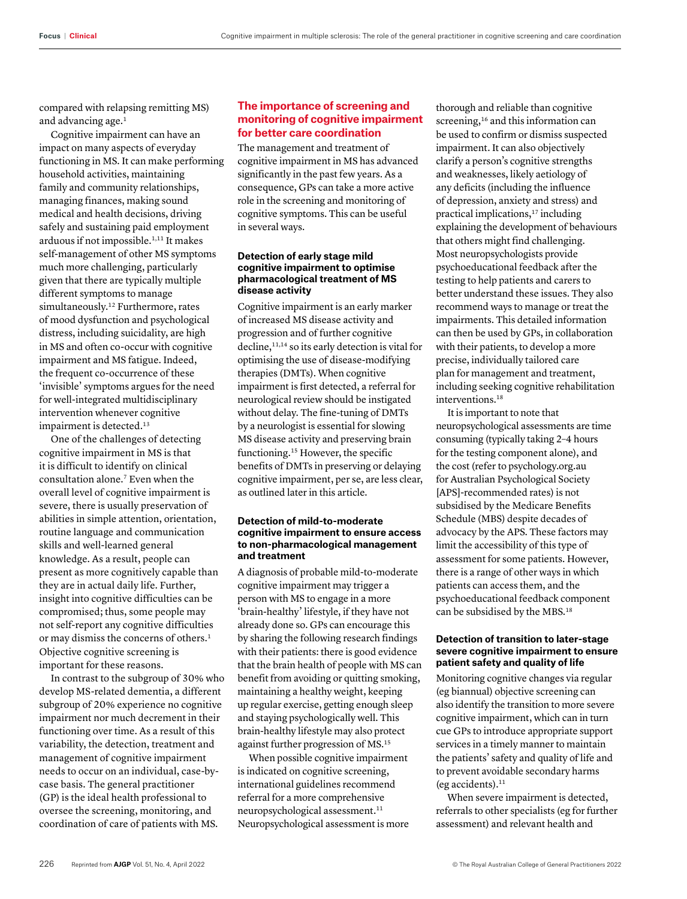compared with relapsing remitting MS) and advancing age.[1]

Cognitive impairment can have an impact on many aspects of everyday functioning in MS. It can make performing household activities, maintaining family and community relationships, managing finances, making sound medical and health decisions, driving safely and sustaining paid employment arduous if not impossible.[1,11] It makes self-management of other MS symptoms much more challenging, particularly given that there are typically multiple different symptoms to manage simultaneously.[12] Furthermore, rates of mood dysfunction and psychological distress, including suicidality, are high in MS and often co-occur with cognitive impairment and MS fatigue. Indeed, the frequent co-occurrence of these 'invisible' symptoms argues for the need for well-integrated multidisciplinary intervention whenever cognitive impairment is detected.[13]

One of the challenges of detecting cognitive impairment in MS is that it is difficult to identify on clinical consultation alone.[7] Even when the overall level of cognitive impairment is severe, there is usually preservation of abilities in simple attention, orientation, routine language and communication skills and well-learned general knowledge. As a result, people can present as more cognitively capable than they are in actual daily life. Further, insight into cognitive difficulties can be compromised; thus, some people may not self-report any cognitive difficulties or may dismiss the concerns of others.[1] Objective cognitive screening is important for these reasons.

In contrast to the subgroup of 30% who develop MS-related dementia, a different subgroup of 20% experience no cognitive impairment nor much decrement in their functioning over time. As a result of this variability, the detection, treatment and management of cognitive impairment needs to occur on an individual, case-by-case basis. The general practitioner (GP) is the ideal health professional to oversee the screening, monitoring, and coordination of care of patients with MS.

## The importance of screening and monitoring of cognitive impairment for better care coordination

The management and treatment of cognitive impairment in MS has advanced significantly in the past few years. As a consequence, GPs can take a more active role in the screening and monitoring of cognitive symptoms. This can be useful in several ways.

### Detection of early stage mild cognitive impairment to optimise pharmacological treatment of MS disease activity

Cognitive impairment is an early marker of increased MS disease activity and progression and of further cognitive decline,[11,14] so its early detection is vital for optimising the use of disease-modifying therapies (DMTs). When cognitive impairment is first detected, a referral for neurological review should be instigated without delay. The fine-tuning of DMTs by a neurologist is essential for slowing MS disease activity and preserving brain functioning.[15] However, the specific benefits of DMTs in preserving or delaying cognitive impairment, per se, are less clear, as outlined later in this article.

### Detection of mild-to-moderate cognitive impairment to ensure access to non-pharmacological management and treatment

A diagnosis of probable mild-to-moderate cognitive impairment may trigger a person with MS to engage in a more 'brain-healthy' lifestyle, if they have not already done so. GPs can encourage this by sharing the following research findings with their patients: there is good evidence that the brain health of people with MS can benefit from avoiding or quitting smoking, maintaining a healthy weight, keeping up regular exercise, getting enough sleep and staying psychologically well. This brain-healthy lifestyle may also protect against further progression of MS.[15]

When possible cognitive impairment is indicated on cognitive screening, international guidelines recommend referral for a more comprehensive neuropsychological assessment.[11] Neuropsychological assessment is more thorough and reliable than cognitive screening,[16] and this information can be used to confirm or dismiss suspected impairment. It can also objectively clarify a person's cognitive strengths and weaknesses, likely aetiology of any deficits (including the influence of depression, anxiety and stress) and practical implications,[17] including explaining the development of behaviours that others might find challenging. Most neuropsychologists provide psychoeducational feedback after the testing to help patients and carers to better understand these issues. They also recommend ways to manage or treat the impairments. This detailed information can then be used by GPs, in collaboration with their patients, to develop a more precise, individually tailored care plan for management and treatment, including seeking cognitive rehabilitation interventions.[18]

It is important to note that neuropsychological assessments are time consuming (typically taking 2–4 hours for the testing component alone), and the cost (refer to psychology.org.au for Australian Psychological Society [APS]-recommended rates) is not subsidised by the Medicare Benefits Schedule (MBS) despite decades of advocacy by the APS. These factors may limit the accessibility of this type of assessment for some patients. However, there is a range of other ways in which patients can access them, and the psychoeducational feedback component can be subsidised by the MBS.[18]

### Detection of transition to later-stage severe cognitive impairment to ensure patient safety and quality of life

Monitoring cognitive changes via regular (eg biannual) objective cognitive screening can also identify the transition to more severe cognitive impairment, which can in turn cue GPs to introduce appropriate support services in a timely manner to maintain the patients' safety and quality of life and to prevent avoidable secondary harms (eg accidents).[11]

When severe impairment is detected, referrals to other specialists (eg for further assessment) and relevant health and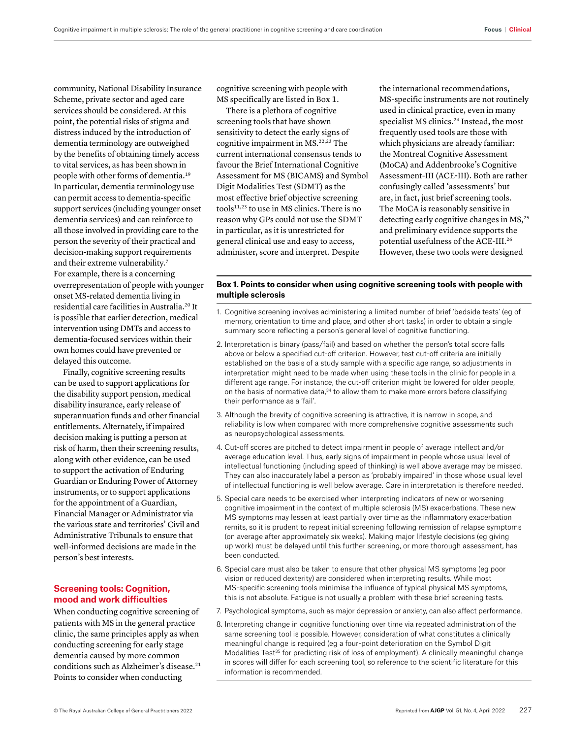community, National Disability Insurance Scheme, private sector and aged care services should be considered. At this point, the potential risks of stigma and distress induced by the introduction of dementia terminology are outweighed by the benefits of obtaining timely access to vital services, as has been shown in people with other forms of dementia.[19] In particular, dementia terminology use can permit access to dementia-specific support services (including younger onset dementia services) and can reinforce to all those involved in providing care to the person the severity of their practical and decision-making support requirements and their extreme vulnerability.[7] For example, there is a concerning overrepresentation of people with younger onset MS-related dementia living in residential care facilities in Australia.[20] It is possible that earlier detection, medical intervention using DMTs and access to dementia-focused services within their own homes could have prevented or delayed this outcome.

Finally, cognitive screening results can be used to support applications for the disability support pension, medical disability insurance, early release of superannuation funds and other financial entitlements. Alternately, if impaired decision making is putting a person at risk of harm, then their screening results, along with other evidence, can be used to support the activation of Enduring Guardian or Enduring Power of Attorney instruments, or to support applications for the appointment of a Guardian, Financial Manager or Administrator via the various state and territories' Civil and Administrative Tribunals to ensure that well-informed decisions are made in the person's best interests.

## Screening tools: Cognition, mood and work difficulties

When conducting cognitive screening of patients with MS in the general practice clinic, the same principles apply as when conducting screening for early stage dementia caused by more common conditions such as Alzheimer's disease.[21] Points to consider when conducting cognitive screening with people with MS specifically are listed in Box 1.

There is a plethora of cognitive screening tools that have shown sensitivity to detect the early signs of cognitive impairment in MS.[22,23] The current international consensus tends to favour the Brief International Cognitive Assessment for MS (BICAMS) and Symbol Digit Modalities Test (SDMT) as the most effective brief objective screening tools[11,23] to use in MS clinics. There is no reason why GPs could not use the SDMT in particular, as it is unrestricted for general clinical use and easy to access, administer, score and interpret. Despite the international recommendations, MS-specific instruments are not routinely used in clinical practice, even in many specialist MS clinics.[24] Instead, the most frequently used tools are those with which physicians are already familiar: the Montreal Cognitive Assessment (MoCA) and Addenbrooke's Cognitive Assessment-III (ACE-III). Both are rather confusingly called 'assessments' but are, in fact, just brief screening tools. The MoCA is reasonably sensitive in detecting early cognitive changes in MS,[25] and preliminary evidence supports the potential usefulness of the ACE-III.[26] However, these two tools were designed

**Box 1. Points to consider when using cognitive screening tools with people with multiple sclerosis**

1. Cognitive screening involves administering a limited number of brief 'bedside tests' (eg of memory, orientation to time and place, and other short tasks) in order to obtain a single summary score reflecting a person's general level of cognitive functioning.
2. Interpretation is binary (pass/fail) and based on whether the person's total score falls above or below a specified cut-off criterion. However, test cut-off criteria are initially established on the basis of a study sample with a specific age range, so adjustments in interpretation might need to be made when using these tools in the clinic for people in a different age range. For instance, the cut-off criterion might be lowered for older people, on the basis of normative data,[34] to allow them to make more errors before classifying their performance as a 'fail'.
3. Although the brevity of cognitive screening is attractive, it is narrow in scope, and reliability is low when compared with more comprehensive cognitive assessments such as neuropsychological assessments.
4. Cut-off scores are pitched to detect impairment in people of average intellect and/or average education level. Thus, early signs of impairment in people whose usual level of intellectual functioning (including speed of thinking) is well above average may be missed. They can also inaccurately label a person as 'probably impaired' in those whose usual level of intellectual functioning is well below average. Care in interpretation is therefore needed.
5. Special care needs to be exercised when interpreting indicators of new or worsening cognitive impairment in the context of multiple sclerosis (MS) exacerbations. These new MS symptoms may lessen at least partially over time as the inflammatory exacerbation remits, so it is prudent to repeat initial screening following remission of relapse symptoms (on average after approximately six weeks). Making major lifestyle decisions (eg giving up work) must be delayed until this further screening, or more thorough assessment, has been conducted.
6. Special care must also be taken to ensure that other physical MS symptoms (eg poor vision or reduced dexterity) are considered when interpreting results. While most MS-specific screening tools minimise the influence of typical physical MS symptoms, this is not absolute. Fatigue is not usually a problem with these brief screening tests.
7. Psychological symptoms, such as major depression or anxiety, can also affect performance.
8. Interpreting change in cognitive functioning over time via repeated administration of the same screening tool is possible. However, consideration of what constitutes a clinically meaningful change is required (eg a four-point deterioration on the Symbol Digit Modalities Test[35] for predicting risk of loss of employment). A clinically meaningful change in scores will differ for each screening tool, so reference to the scientific literature for this information is recommended.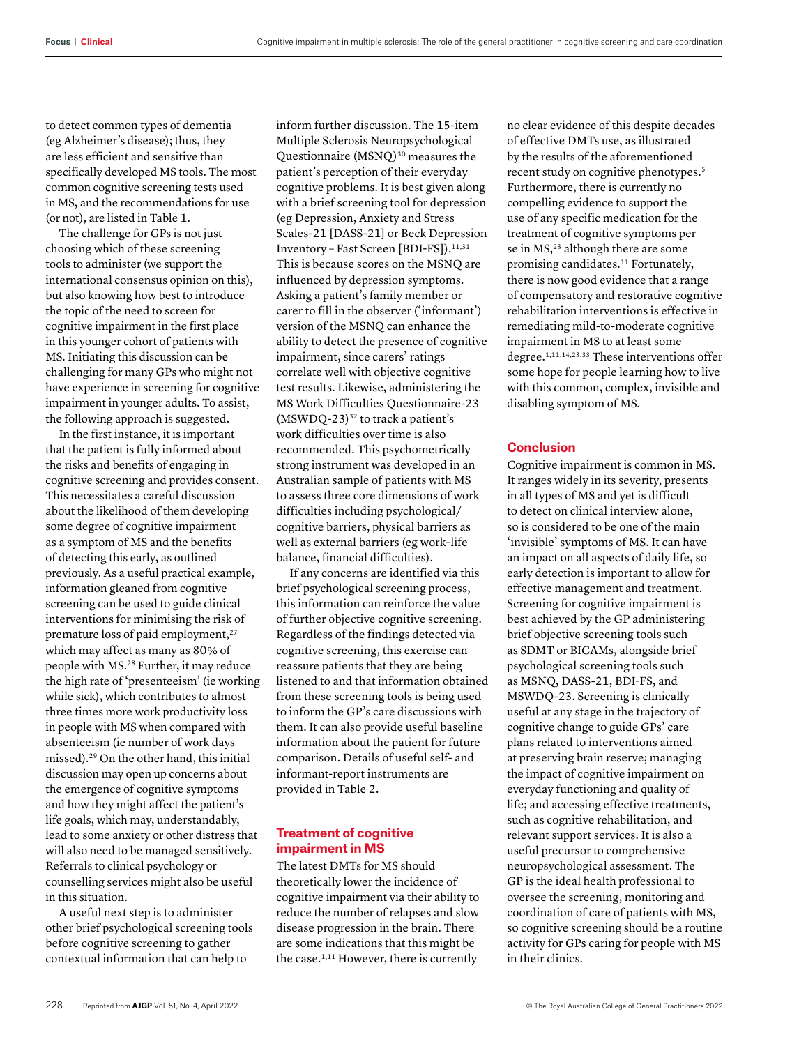to detect common types of dementia (eg Alzheimer's disease); thus, they are less efficient and sensitive than specifically developed MS tools. The most common cognitive screening tests used in MS, and the recommendations for use (or not), are listed in Table 1.

The challenge for GPs is not just choosing which of these screening tools to administer (we support the international consensus opinion on this), but also knowing how best to introduce the topic of the need to screen for cognitive impairment in the first place in this younger cohort of patients with MS. Initiating this discussion can be challenging for many GPs who might not have experience in screening for cognitive impairment in younger adults. To assist, the following approach is suggested.

In the first instance, it is important that the patient is fully informed about the risks and benefits of engaging in cognitive screening and provides consent. This necessitates a careful discussion about the likelihood of them developing some degree of cognitive impairment as a symptom of MS and the benefits of detecting this early, as outlined previously. As a useful practical example, information gleaned from cognitive screening can be used to guide clinical interventions for minimising the risk of premature loss of paid employment,[27] which may affect as many as 80% of people with MS.[28] Further, it may reduce the high rate of 'presenteeism' (ie working while sick), which contributes to almost three times more work productivity loss in people with MS when compared with absenteeism (ie number of work days missed).[29] On the other hand, this initial discussion may open up concerns about the emergence of cognitive symptoms and how they might affect the patient's life goals, which may, understandably, lead to some anxiety or other distress that will also need to be managed sensitively. Referrals to clinical psychology or counselling services might also be useful in this situation.

A useful next step is to administer other brief psychological screening tools before cognitive screening to gather contextual information that can help to inform further discussion. The 15-item Multiple Sclerosis Neuropsychological Questionnaire (MSNQ)[30] measures the patient's perception of their everyday cognitive problems. It is best given along with a brief screening tool for depression (eg Depression, Anxiety and Stress Scales-21 [DASS-21] or Beck Depression Inventory – Fast Screen [BDI-FS]).[11,31] This is because scores on the MSNQ are influenced by depression symptoms. Asking a patient's family member or carer to fill in the observer ('informant') version of the MSNQ can enhance the ability to detect the presence of cognitive impairment, since carers' ratings correlate well with objective cognitive test results. Likewise, administering the MS Work Difficulties Questionnaire-23 (MSWDQ-23)[32] to track a patient's work difficulties over time is also recommended. This psychometrically strong instrument was developed in an Australian sample of patients with MS to assess three core dimensions of work difficulties including psychological/cognitive barriers, physical barriers as well as external barriers (eg work–life balance, financial difficulties).

If any concerns are identified via this brief psychological screening process, this information can reinforce the value of further objective cognitive screening. Regardless of the findings detected via cognitive screening, this exercise can reassure patients that they are being listened to and that information obtained from these screening tools is being used to inform the GP's care discussions with them. It can also provide useful baseline information about the patient for future comparison. Details of useful self- and informant-report instruments are provided in Table 2.

## Treatment of cognitive impairment in MS

The latest DMTs for MS should theoretically lower the incidence of cognitive impairment via their ability to reduce the number of relapses and slow disease progression in the brain. There are some indications that this might be the case.[1,11] However, there is currently no clear evidence of this despite decades of effective DMTs use, as illustrated by the results of the aforementioned recent study on cognitive phenotypes.[5] Furthermore, there is currently no compelling evidence to support the use of any specific medication for the treatment of cognitive symptoms per se in MS,[23] although there are some promising candidates.[11] Fortunately, there is now good evidence that a range of compensatory and restorative cognitive rehabilitation interventions is effective in remediating mild-to-moderate cognitive impairment in MS to at least some degree.[1,11,14,23,33] These interventions offer some hope for people learning how to live with this common, complex, invisible and disabling symptom of MS.

## Conclusion

Cognitive impairment is common in MS. It ranges widely in its severity, presents in all types of MS and yet is difficult to detect on clinical interview alone, so is considered to be one of the main 'invisible' symptoms of MS. It can have an impact on all aspects of daily life, so early detection is important to allow for effective management and treatment. Screening for cognitive impairment is best achieved by the GP administering brief objective screening tools such as SDMT or BICAMs, alongside brief psychological screening tools such as MSNQ, DASS-21, BDI-FS, and MSWDQ-23. Screening is clinically useful at any stage in the trajectory of cognitive change to guide GPs' care plans related to interventions aimed at preserving brain reserve; managing the impact of cognitive impairment on everyday functioning and quality of life; and accessing effective treatments, such as cognitive rehabilitation, and relevant support services. It is also a useful precursor to comprehensive neuropsychological assessment. The GP is the ideal health professional to oversee the screening, monitoring and coordination of care of patients with MS, so cognitive screening should be a routine activity for GPs caring for people with MS in their clinics.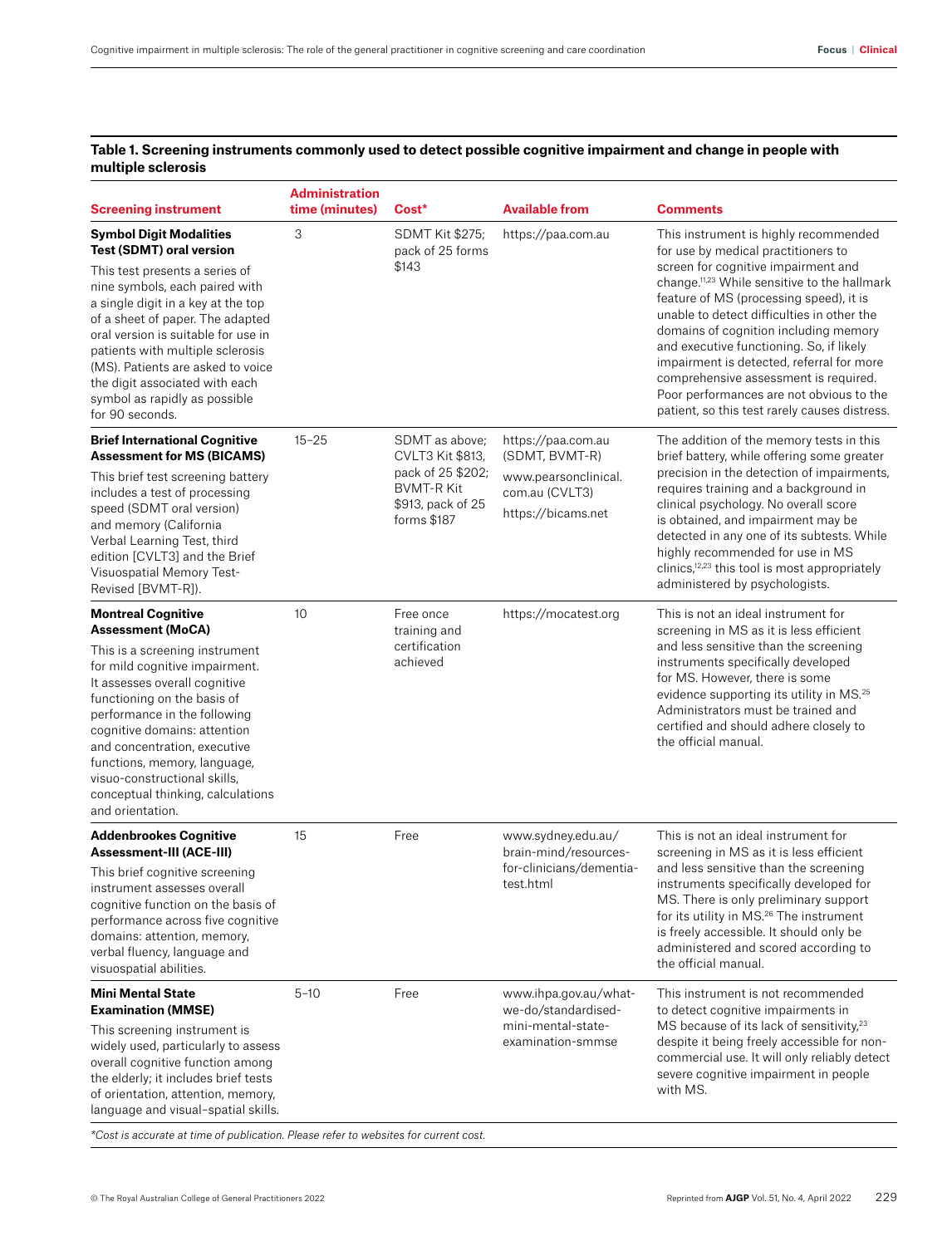**Table 1. Screening instruments commonly used to detect possible cognitive impairment and change in people with multiple sclerosis**

| Screening instrument | Administration time (minutes) | Cost* | Available from | Comments |
|---|---|---|---|---|
| **Symbol Digit Modalities Test (SDMT) oral version**<br>This test presents a series of nine symbols, each paired with a single digit in a key at the top of a sheet of paper. The adapted oral version is suitable for use in patients with multiple sclerosis (MS). Patients are asked to voice the digit associated with each symbol as rapidly as possible for 90 seconds. | 3 | SDMT Kit $275; pack of 25 forms $143 | https://paa.com.au | This instrument is highly recommended for use by medical practitioners to screen for cognitive impairment and change.[11,23] While sensitive to the hallmark feature of MS (processing speed), it is unable to detect difficulties in other the domains of cognition including memory and executive functioning. So, if likely impairment is detected, referral for more comprehensive assessment is required. Poor performances are not obvious to the patient, so this test rarely causes distress. |
| **Brief International Cognitive Assessment for MS (BICAMS)**<br>This brief test screening battery includes a test of processing speed (SDMT oral version) and memory (California Verbal Learning Test, third edition [CVLT3] and the Brief Visuospatial Memory Test-Revised [BVMT-R]). | 15–25 | SDMT as above; CVLT3 Kit $813, pack of 25 $202; BVMT-R Kit $913, pack of 25 forms $187 | https://paa.com.au (SDMT, BVMT-R)<br>www.pearsonclinical.com.au (CVLT3)<br>https://bicams.net | The addition of the memory tests in this brief battery, while offering some greater precision in the detection of impairments, requires training and a background in clinical psychology. No overall score is obtained, and impairment may be detected in any one of its subtests. While highly recommended for use in MS clinics,[12,23] this tool is most appropriately administered by psychologists. |
| **Montreal Cognitive Assessment (MoCA)**<br>This is a screening instrument for mild cognitive impairment. It assesses overall cognitive functioning on the basis of performance in the following cognitive domains: attention and concentration, executive functions, memory, language, visuo-constructional skills, conceptual thinking, calculations and orientation. | 10 | Free once training and certification achieved | https://mocatest.org | This is not an ideal instrument for screening in MS as it is less efficient and less sensitive than the screening instruments specifically developed for MS. However, there is some evidence supporting its utility in MS.[25] Administrators must be trained and certified and should adhere closely to the official manual. |
| **Addenbrookes Cognitive Assessment-III (ACE-III)**<br>This brief cognitive screening instrument assesses overall cognitive function on the basis of performance across five cognitive domains: attention, memory, verbal fluency, language and visuospatial abilities. | 15 | Free | www.sydney.edu.au/brain-mind/resources-for-clinicians/dementia-test.html | This is not an ideal instrument for screening in MS as it is less efficient and less sensitive than the screening instruments specifically developed for MS. There is only preliminary support for its utility in MS.[26] The instrument is freely accessible. It should only be administered and scored according to the official manual. |
| **Mini Mental State Examination (MMSE)**<br>This screening instrument is widely used, particularly to assess overall cognitive function among the elderly; it includes brief tests of orientation, attention, memory, language and visual–spatial skills. | 5–10 | Free | www.ihpa.gov.au/what-we-do/standardised-mini-mental-state-examination-smmse | This instrument is not recommended to detect cognitive impairments in MS because of its lack of sensitivity,[23] despite it being freely accessible for non-commercial use. It will only reliably detect severe cognitive impairment in people with MS. |

*\*Cost is accurate at time of publication. Please refer to websites for current cost.*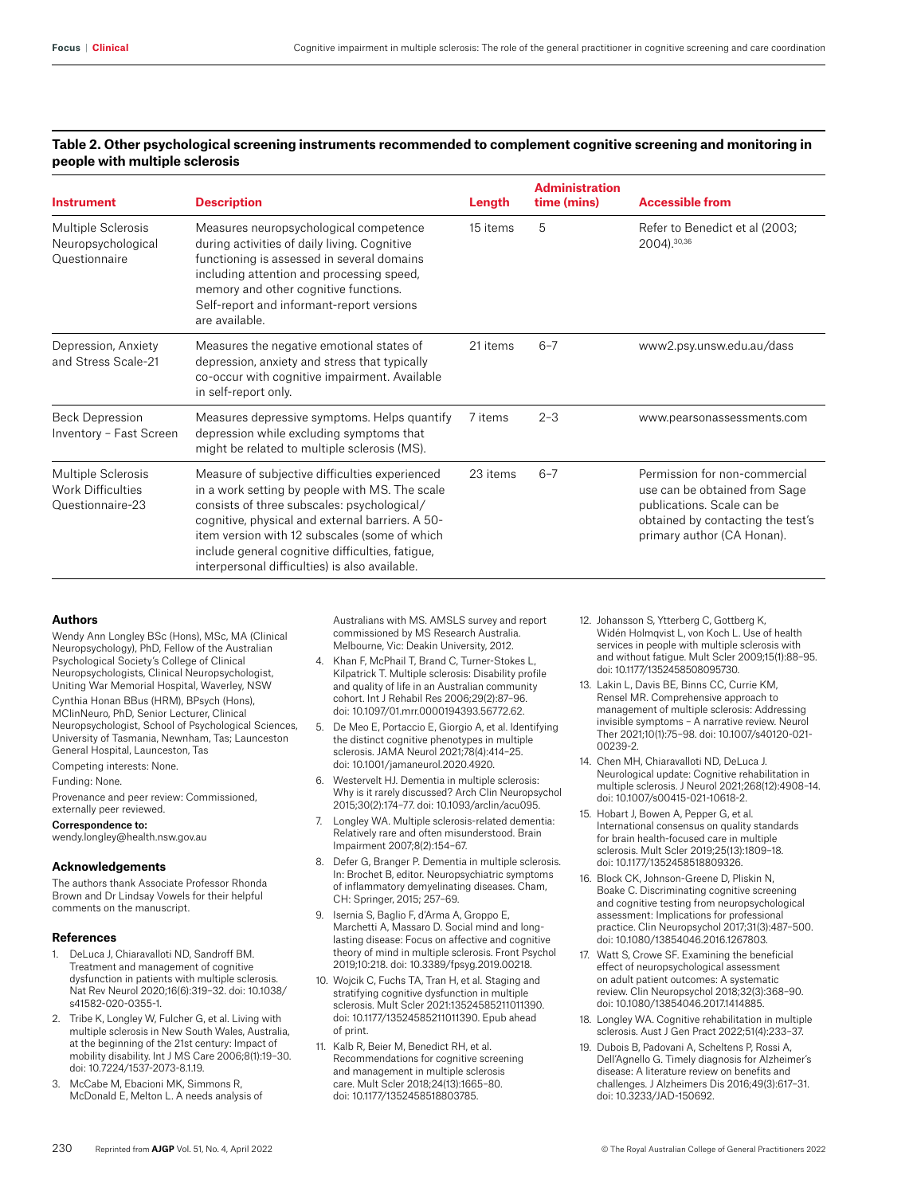**Table 2. Other psychological screening instruments recommended to complement cognitive screening and monitoring in people with multiple sclerosis**

| Instrument | Description | Length | Administration time (mins) | Accessible from |
|---|---|---|---|---|
| Multiple Sclerosis Neuropsychological Questionnaire | Measures neuropsychological competence during activities of daily living. Cognitive functioning is assessed in several domains including attention and processing speed, memory and other cognitive functions. Self-report and informant-report versions are available. | 15 items | 5 | Refer to Benedict et al (2003; 2004).[30,36] |
| Depression, Anxiety and Stress Scale-21 | Measures the negative emotional states of depression, anxiety and stress that typically co-occur with cognitive impairment. Available in self-report only. | 21 items | 6–7 | www2.psy.unsw.edu.au/dass |
| Beck Depression Inventory – Fast Screen | Measures depressive symptoms. Helps quantify depression while excluding symptoms that might be related to multiple sclerosis (MS). | 7 items | 2–3 | www.pearsonassessments.com |
| Multiple Sclerosis Work Difficulties Questionnaire-23 | Measure of subjective difficulties experienced in a work setting by people with MS. The scale consists of three subscales: psychological/cognitive, physical and external barriers. A 50-item version with 12 subscales (some of which include general cognitive difficulties, fatigue, interpersonal difficulties) is also available. | 23 items | 6–7 | Permission for non-commercial use can be obtained from Sage publications. Scale can be obtained by contacting the test's primary author (CA Honan). |

### Authors

Wendy Ann Longley BSc (Hons), MSc, MA (Clinical Neuropsychology), PhD, Fellow of the Australian Psychological Society's College of Clinical Neuropsychologists, Clinical Neuropsychologist, Uniting War Memorial Hospital, Waverley, NSW

Cynthia Honan BBus (HRM), BPsych (Hons), MClinNeuro, PhD, Senior Lecturer, Clinical Neuropsychologist, School of Psychological Sciences, University of Tasmania, Newnham, Tas; Launceston General Hospital, Launceston, Tas

Competing interests: None.

Funding: None.

Provenance and peer review: Commissioned, externally peer reviewed.

**Correspondence to:**
wendy.longley@health.nsw.gov.au

### Acknowledgements

The authors thank Associate Professor Rhonda Brown and Dr Lindsay Vowels for their helpful comments on the manuscript.

### References

1. DeLuca J, Chiaravalloti ND, Sandroff BM. Treatment and management of cognitive dysfunction in patients with multiple sclerosis. Nat Rev Neurol 2020;16(6):319–32. doi: 10.1038/s41582-020-0355-1.
2. Tribe K, Longley W, Fulcher G, et al. Living with multiple sclerosis in New South Wales, Australia, at the beginning of the 21st century: Impact of mobility disability. Int J MS Care 2006;8(1):19–30. doi: 10.7224/1537-2073-8.1.19.
3. McCabe M, Ebacioni MK, Simmons R, McDonald E, Melton L. A needs analysis of Australians with MS. AMSLS survey and report commissioned by MS Research Australia. Melbourne, Vic: Deakin University, 2012.
4. Khan F, McPhail T, Brand C, Turner-Stokes L, Kilpatrick T. Multiple sclerosis: Disability profile and quality of life in an Australian community cohort. Int J Rehabil Res 2006;29(2):87–96. doi: 10.1097/01.mrr.0000194393.56772.62.
5. De Meo E, Portaccio E, Giorgio A, et al. Identifying the distinct cognitive phenotypes in multiple sclerosis. JAMA Neurol 2021;78(4):414–25. doi: 10.1001/jamaneurol.2020.4920.
6. Westervelt HJ. Dementia in multiple sclerosis: Why is it rarely discussed? Arch Clin Neuropsychol 2015;30(2):174–77. doi: 10.1093/arclin/acu095.
7. Longley WA. Multiple sclerosis-related dementia: Relatively rare and often misunderstood. Brain Impairment 2007;8(2):154–67.
8. Defer G, Branger P. Dementia in multiple sclerosis. In: Brochet B, editor. Neuropsychiatric symptoms of inflammatory demyelinating diseases. Cham, CH: Springer, 2015; 257–69.
9. Isernia S, Baglio F, d'Arma A, Groppo E, Marchetti A, Massaro D. Social mind and long-lasting disease: Focus on affective and cognitive theory of mind in multiple sclerosis. Front Psychol 2019;10:218. doi: 10.3389/fpsyg.2019.00218.
10. Wojcik C, Fuchs TA, Tran H, et al. Staging and stratifying cognitive dysfunction in multiple sclerosis. Mult Scler 2021:13524585211011390. doi: 10.1177/13524585211011390. Epub ahead of print.
11. Kalb R, Beier M, Benedict RH, et al. Recommendations for cognitive screening and management in multiple sclerosis care. Mult Scler 2018;24(13):1665–80. doi: 10.1177/1352458518803785.
12. Johansson S, Ytterberg C, Gottberg K, Widén Holmqvist L, von Koch L. Use of health services in people with multiple sclerosis with and without fatigue. Mult Scler 2009;15(1):88–95. doi: 10.1177/1352458508095730.
13. Lakin L, Davis BE, Binns CC, Currie KM, Rensel MR. Comprehensive approach to management of multiple sclerosis: Addressing invisible symptoms – A narrative review. Neurol Ther 2021;10(1):75–98. doi: 10.1007/s40120-021-00239-2.
14. Chen MH, Chiaravalloti ND, DeLuca J. Neurological update: Cognitive rehabilitation in multiple sclerosis. J Neurol 2021;268(12):4908–14. doi: 10.1007/s00415-021-10618-2.
15. Hobart J, Bowen A, Pepper G, et al. International consensus on quality standards for brain health-focused care in multiple sclerosis. Mult Scler 2019;25(13):1809–18. doi: 10.1177/1352458518809326.
16. Block CK, Johnson-Greene D, Pliskin N, Boake C. Discriminating cognitive screening and cognitive testing from neuropsychological assessment: Implications for professional practice. Clin Neuropsychol 2017;31(3):487–500. doi: 10.1080/13854046.2016.1267803.
17. Watt S, Crowe SF. Examining the beneficial effect of neuropsychological assessment on adult patient outcomes: A systematic review. Clin Neuropsychol 2018;32(3):368–90. doi: 10.1080/13854046.2017.1414885.
18. Longley WA. Cognitive rehabilitation in multiple sclerosis. Aust J Gen Pract 2022;51(4):233–37.
19. Dubois B, Padovani A, Scheltens P, Rossi A, Dell'Agnello G. Timely diagnosis for Alzheimer's disease: A literature review on benefits and challenges. J Alzheimers Dis 2016;49(3):617–31. doi: 10.3233/JAD-150692.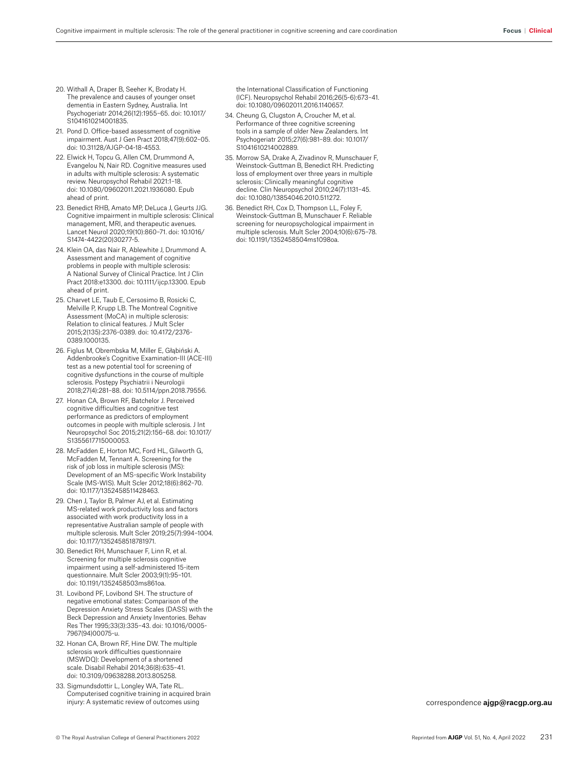20. Withall A, Draper B, Seeher K, Brodaty H. The prevalence and causes of younger onset dementia in Eastern Sydney, Australia. Int Psychogeriatr 2014;26(12):1955–65. doi: 10.1017/S1041610214001835.
21. Pond D. Office-based assessment of cognitive impairment. Aust J Gen Pract 2018;47(9):602–05. doi: 10.31128/AJGP-04-18-4553.
22. Elwick H, Topcu G, Allen CM, Drummond A, Evangelou N, Nair RD. Cognitive measures used in adults with multiple sclerosis: A systematic review. Neuropsychol Rehabil 2021:1–18. doi: 10.1080/09602011.2021.1936080. Epub ahead of print.
23. Benedict RHB, Amato MP, DeLuca J, Geurts JJG. Cognitive impairment in multiple sclerosis: Clinical management, MRI, and therapeutic avenues. Lancet Neurol 2020;19(10):860–71. doi: 10.1016/S1474-4422(20)30277-5.
24. Klein OA, das Nair R, Ablewhite J, Drummond A. Assessment and management of cognitive problems in people with multiple sclerosis: A National Survey of Clinical Practice. Int J Clin Pract 2018:e13300. doi: 10.1111/ijcp.13300. Epub ahead of print.
25. Charvet LE, Taub E, Cersosimo B, Rosicki C, Melville P, Krupp LB. The Montreal Cognitive Assessment (MoCA) in multiple sclerosis: Relation to clinical features. J Mult Scler 2015;2(135):2376-0389. doi: 10.4172/2376-0389.1000135.
26. Figlus M, Obrembska M, Miller E, Głąbiński A. Addenbrooke's Cognitive Examination-III (ACE-III) test as a new potential tool for screening of cognitive dysfunctions in the course of multiple sclerosis. Postępy Psychiatrii i Neurologii 2018;27(4):281–88. doi: 10.5114/ppn.2018.79556.
27. Honan CA, Brown RF, Batchelor J. Perceived cognitive difficulties and cognitive test performance as predictors of employment outcomes in people with multiple sclerosis. J Int Neuropsychol Soc 2015;21(2):156–68. doi: 10.1017/S1355617715000053.
28. McFadden E, Horton MC, Ford HL, Gilworth G, McFadden M, Tennant A. Screening for the risk of job loss in multiple sclerosis (MS): Development of an MS-specific Work Instability Scale (MS-WIS). Mult Scler 2012;18(6):862–70. doi: 10.1177/1352458511428463.
29. Chen J, Taylor B, Palmer AJ, et al. Estimating MS-related work productivity loss and factors associated with work productivity loss in a representative Australian sample of people with multiple sclerosis. Mult Scler 2019;25(7):994–1004. doi: 10.1177/1352458518781971.
30. Benedict RH, Munschauer F, Linn R, et al. Screening for multiple sclerosis cognitive impairment using a self-administered 15-item questionnaire. Mult Scler 2003;9(1):95–101. doi: 10.1191/1352458503ms861oa.
31. Lovibond PF, Lovibond SH. The structure of negative emotional states: Comparison of the Depression Anxiety Stress Scales (DASS) with the Beck Depression and Anxiety Inventories. Behav Res Ther 1995;33(3):335–43. doi: 10.1016/0005-7967(94)00075-u.
32. Honan CA, Brown RF, Hine DW. The multiple sclerosis work difficulties questionnaire (MSWDQ): Development of a shortened scale. Disabil Rehabil 2014;36(8):635–41. doi: 10.3109/09638288.2013.805258.
33. Sigmundsdottir L, Longley WA, Tate RL. Computerised cognitive training in acquired brain injury: A systematic review of outcomes using the International Classification of Functioning (ICF). Neuropsychol Rehabil 2016;26(5-6):673–41. doi: 10.1080/09602011.2016.1140657.
34. Cheung G, Clugston A, Croucher M, et al. Performance of three cognitive screening tools in a sample of older New Zealanders. Int Psychogeriatr 2015;27(6):981–89. doi: 10.1017/S1041610214002889.
35. Morrow SA, Drake A, Zivadinov R, Munschauer F, Weinstock-Guttman B, Benedict RH. Predicting loss of employment over three years in multiple sclerosis: Clinically meaningful cognitive decline. Clin Neuropsychol 2010;24(7):1131–45. doi: 10.1080/13854046.2010.511272.
36. Benedict RH, Cox D, Thompson LL, Foley F, Weinstock-Guttman B, Munschauer F. Reliable screening for neuropsychological impairment in multiple sclerosis. Mult Scler 2004;10(6):675–78. doi: 10.1191/1352458504ms1098oa.

correspondence **ajgp@racgp.org.au**